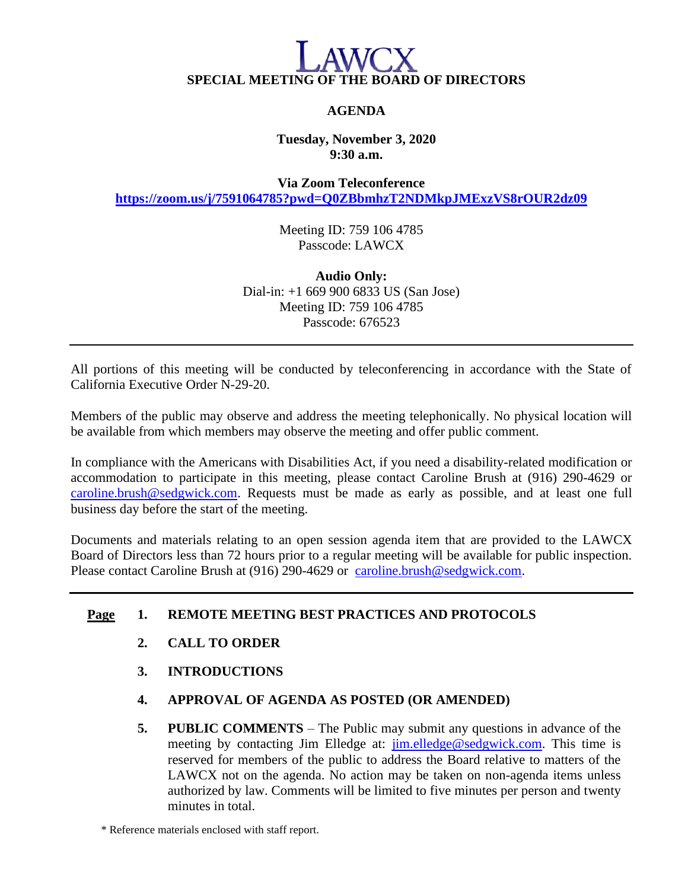# LAWCX

## SPECIAL MEETING OF THE BOARD OF DIRECTORS

**AGENDA**

**Tuesday, November 3, 2020**
**9:30 a.m.**

**Via Zoom Teleconference**
**https://zoom.us/j/7591064785?pwd=Q0ZBbmhzT2NDMkpJMExzVS8rOUR2dz09**

Meeting ID: 759 106 4785
Passcode: LAWCX

**Audio Only:**
Dial-in: +1 669 900 6833 US (San Jose)
Meeting ID: 759 106 4785
Passcode: 676523

---

All portions of this meeting will be conducted by teleconferencing in accordance with the State of California Executive Order N-29-20.

Members of the public may observe and address the meeting telephonically. No physical location will be available from which members may observe the meeting and offer public comment.

In compliance with the Americans with Disabilities Act, if you need a disability-related modification or accommodation to participate in this meeting, please contact Caroline Brush at (916) 290-4629 or caroline.brush@sedgwick.com. Requests must be made as early as possible, and at least one full business day before the start of the meeting.

Documents and materials relating to an open session agenda item that are provided to the LAWCX Board of Directors less than 72 hours prior to a regular meeting will be available for public inspection. Please contact Caroline Brush at (916) 290-4629 or caroline.brush@sedgwick.com.

---

**Page**

1. **REMOTE MEETING BEST PRACTICES AND PROTOCOLS**

2. **CALL TO ORDER**

3. **INTRODUCTIONS**

4. **APPROVAL OF AGENDA AS POSTED (OR AMENDED)**

5. **PUBLIC COMMENTS** – The Public may submit any questions in advance of the meeting by contacting Jim Elledge at: jim.elledge@sedgwick.com. This time is reserved for members of the public to address the Board relative to matters of the LAWCX not on the agenda. No action may be taken on non-agenda items unless authorized by law. Comments will be limited to five minutes per person and twenty minutes in total.

\* Reference materials enclosed with staff report.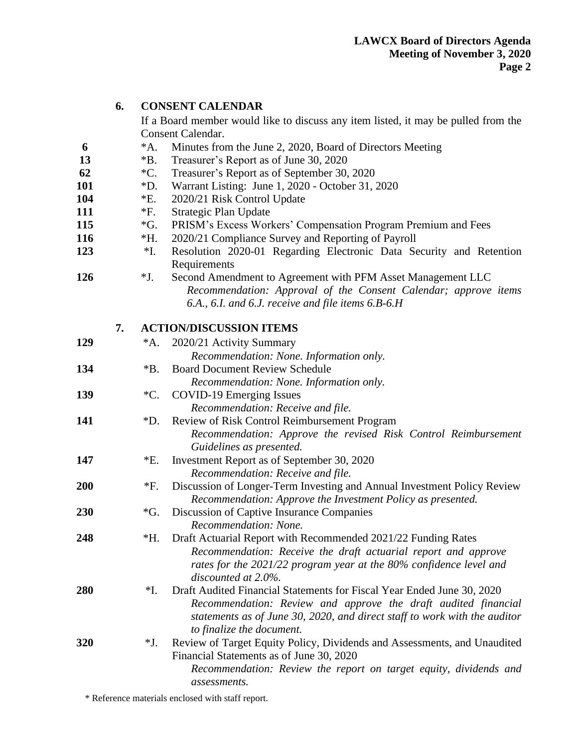## 6. CONSENT CALENDAR

If a Board member would like to discuss any item listed, it may be pulled from the Consent Calendar.

| Page | Item | Description |
|---|---|---|
| 6 | *A. | Minutes from the June 2, 2020, Board of Directors Meeting |
| 13 | *B. | Treasurer's Report as of June 30, 2020 |
| 62 | *C. | Treasurer's Report as of September 30, 2020 |
| 101 | *D. | Warrant Listing: June 1, 2020 - October 31, 2020 |
| 104 | *E. | 2020/21 Risk Control Update |
| 111 | *F. | Strategic Plan Update |
| 115 | *G. | PRISM's Excess Workers' Compensation Program Premium and Fees |
| 116 | *H. | 2020/21 Compliance Survey and Reporting of Payroll |
| 123 | *I. | Resolution 2020-01 Regarding Electronic Data Security and Retention Requirements |
| 126 | *J. | Second Amendment to Agreement with PFM Asset Management LLC |

*Recommendation: Approval of the Consent Calendar; approve items 6.A., 6.I. and 6.J. receive and file items 6.B-6.H*

## 7. ACTION/DISCUSSION ITEMS

**129** *A. 2020/21 Activity Summary
*Recommendation: None. Information only.*

**134** *B. Board Document Review Schedule
*Recommendation: None. Information only.*

**139** *C. COVID-19 Emerging Issues
*Recommendation: Receive and file.*

**141** *D. Review of Risk Control Reimbursement Program
*Recommendation: Approve the revised Risk Control Reimbursement Guidelines as presented.*

**147** *E. Investment Report as of September 30, 2020
*Recommendation: Receive and file.*

**200** *F. Discussion of Longer-Term Investing and Annual Investment Policy Review
*Recommendation: Approve the Investment Policy as presented.*

**230** *G. Discussion of Captive Insurance Companies
*Recommendation: None.*

**248** *H. Draft Actuarial Report with Recommended 2021/22 Funding Rates
*Recommendation: Receive the draft actuarial report and approve rates for the 2021/22 program year at the 80% confidence level and discounted at 2.0%.*

**280** *I. Draft Audited Financial Statements for Fiscal Year Ended June 30, 2020
*Recommendation: Review and approve the draft audited financial statements as of June 30, 2020, and direct staff to work with the auditor to finalize the document.*

**320** *J. Review of Target Equity Policy, Dividends and Assessments, and Unaudited Financial Statements as of June 30, 2020
*Recommendation: Review the report on target equity, dividends and assessments.*

\* Reference materials enclosed with staff report.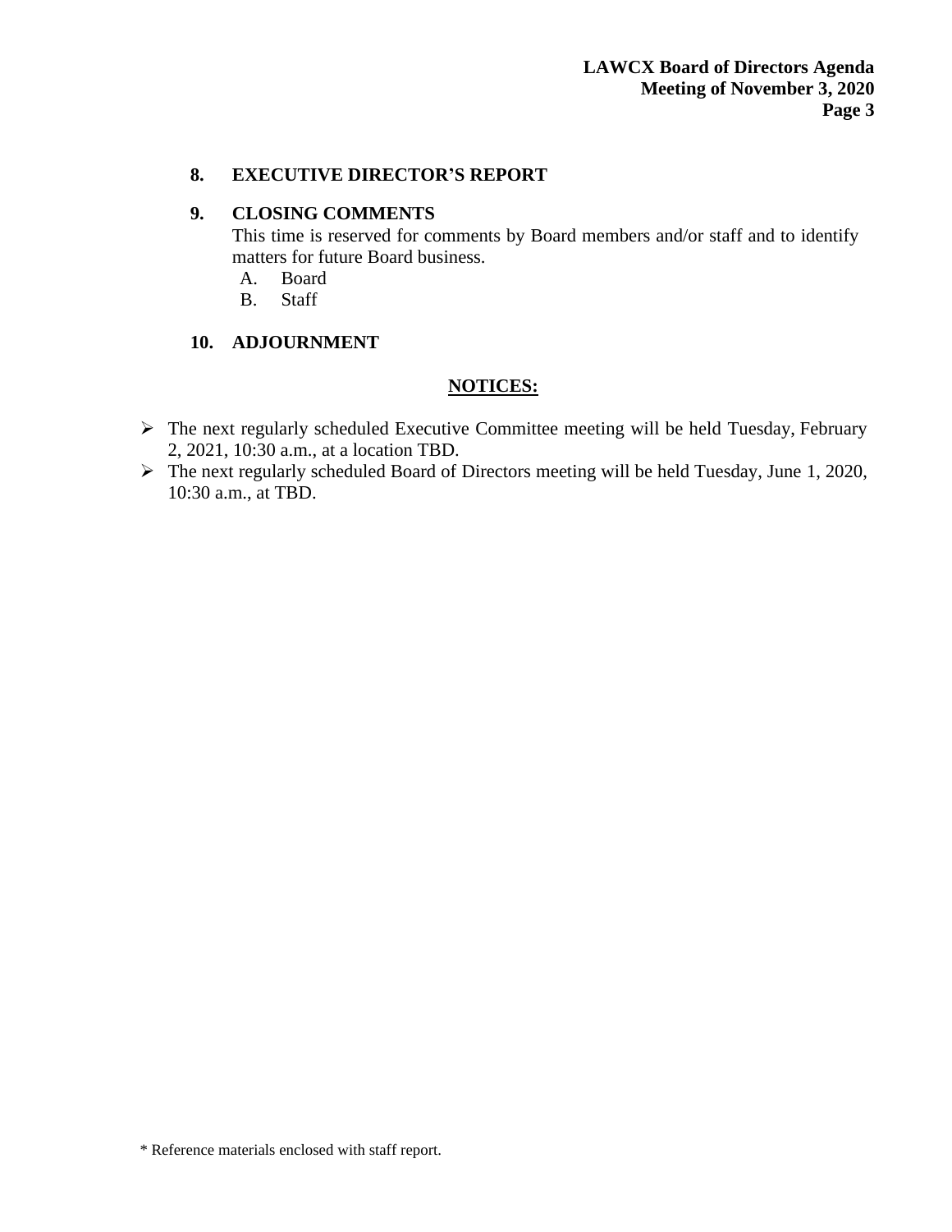## 8. EXECUTIVE DIRECTOR'S REPORT

## 9. CLOSING COMMENTS

This time is reserved for comments by Board members and/or staff and to identify matters for future Board business.

A. Board
B. Staff

## 10. ADJOURNMENT

**NOTICES:**

- The next regularly scheduled Executive Committee meeting will be held Tuesday, February 2, 2021, 10:30 a.m., at a location TBD.
- The next regularly scheduled Board of Directors meeting will be held Tuesday, June 1, 2020, 10:30 a.m., at TBD.

\* Reference materials enclosed with staff report.